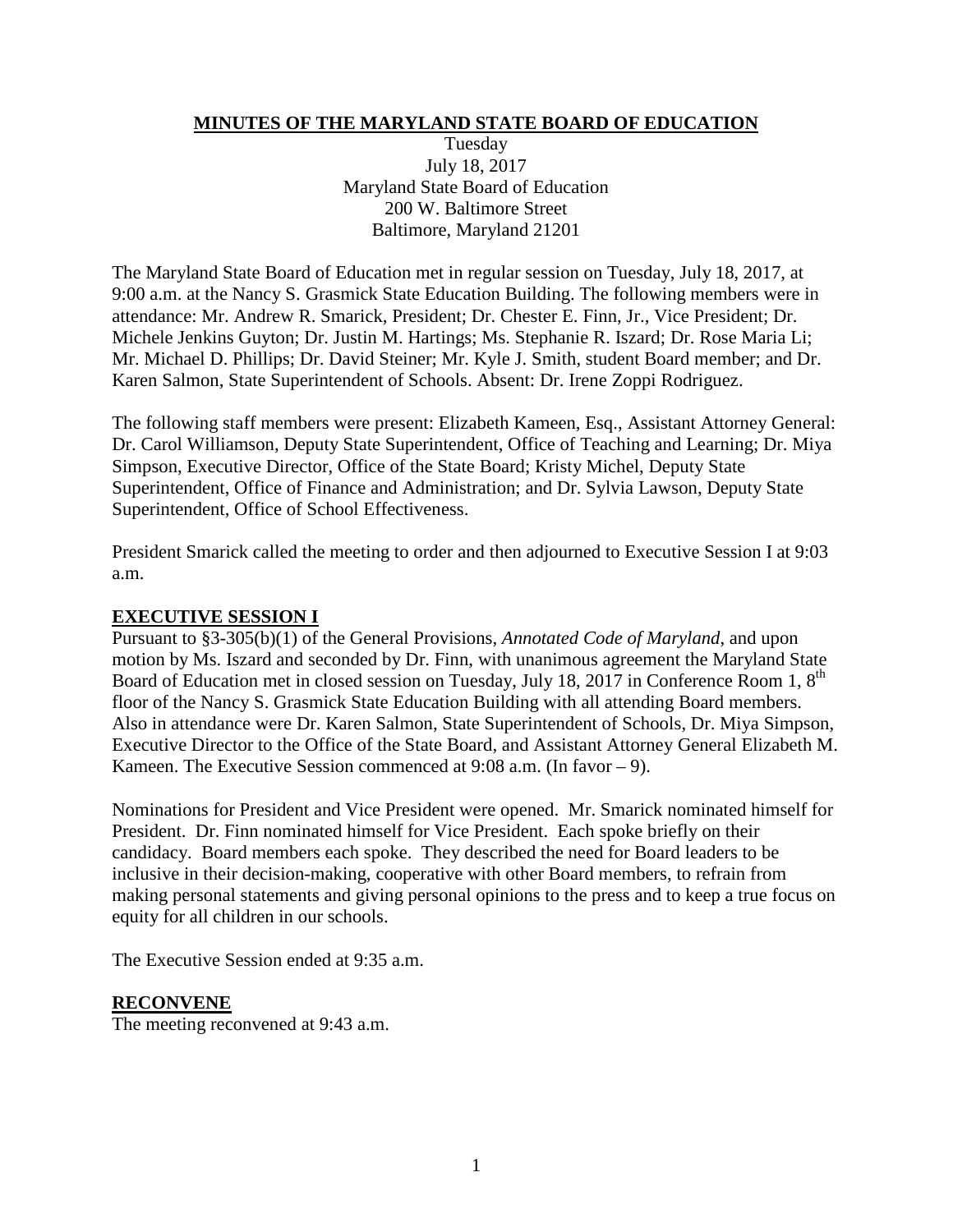# MINUTES OF THE MARYLAND STATE BOARD OF EDUCATION

Tuesday
July 18, 2017
Maryland State Board of Education
200 W. Baltimore Street
Baltimore, Maryland 21201

The Maryland State Board of Education met in regular session on Tuesday, July 18, 2017, at 9:00 a.m. at the Nancy S. Grasmick State Education Building. The following members were in attendance: Mr. Andrew R. Smarick, President; Dr. Chester E. Finn, Jr., Vice President; Dr. Michele Jenkins Guyton; Dr. Justin M. Hartings; Ms. Stephanie R. Iszard; Dr. Rose Maria Li; Mr. Michael D. Phillips; Dr. David Steiner; Mr. Kyle J. Smith, student Board member; and Dr. Karen Salmon, State Superintendent of Schools. Absent: Dr. Irene Zoppi Rodriguez.

The following staff members were present: Elizabeth Kameen, Esq., Assistant Attorney General: Dr. Carol Williamson, Deputy State Superintendent, Office of Teaching and Learning; Dr. Miya Simpson, Executive Director, Office of the State Board; Kristy Michel, Deputy State Superintendent, Office of Finance and Administration; and Dr. Sylvia Lawson, Deputy State Superintendent, Office of School Effectiveness.

President Smarick called the meeting to order and then adjourned to Executive Session I at 9:03 a.m.

## EXECUTIVE SESSION I

Pursuant to §3-305(b)(1) of the General Provisions, *Annotated Code of Maryland*, and upon motion by Ms. Iszard and seconded by Dr. Finn, with unanimous agreement the Maryland State Board of Education met in closed session on Tuesday, July 18, 2017 in Conference Room 1, 8th floor of the Nancy S. Grasmick State Education Building with all attending Board members. Also in attendance were Dr. Karen Salmon, State Superintendent of Schools, Dr. Miya Simpson, Executive Director to the Office of the State Board, and Assistant Attorney General Elizabeth M. Kameen. The Executive Session commenced at 9:08 a.m. (In favor – 9).

Nominations for President and Vice President were opened. Mr. Smarick nominated himself for President. Dr. Finn nominated himself for Vice President. Each spoke briefly on their candidacy. Board members each spoke. They described the need for Board leaders to be inclusive in their decision-making, cooperative with other Board members, to refrain from making personal statements and giving personal opinions to the press and to keep a true focus on equity for all children in our schools.

The Executive Session ended at 9:35 a.m.

## RECONVENE

The meeting reconvened at 9:43 a.m.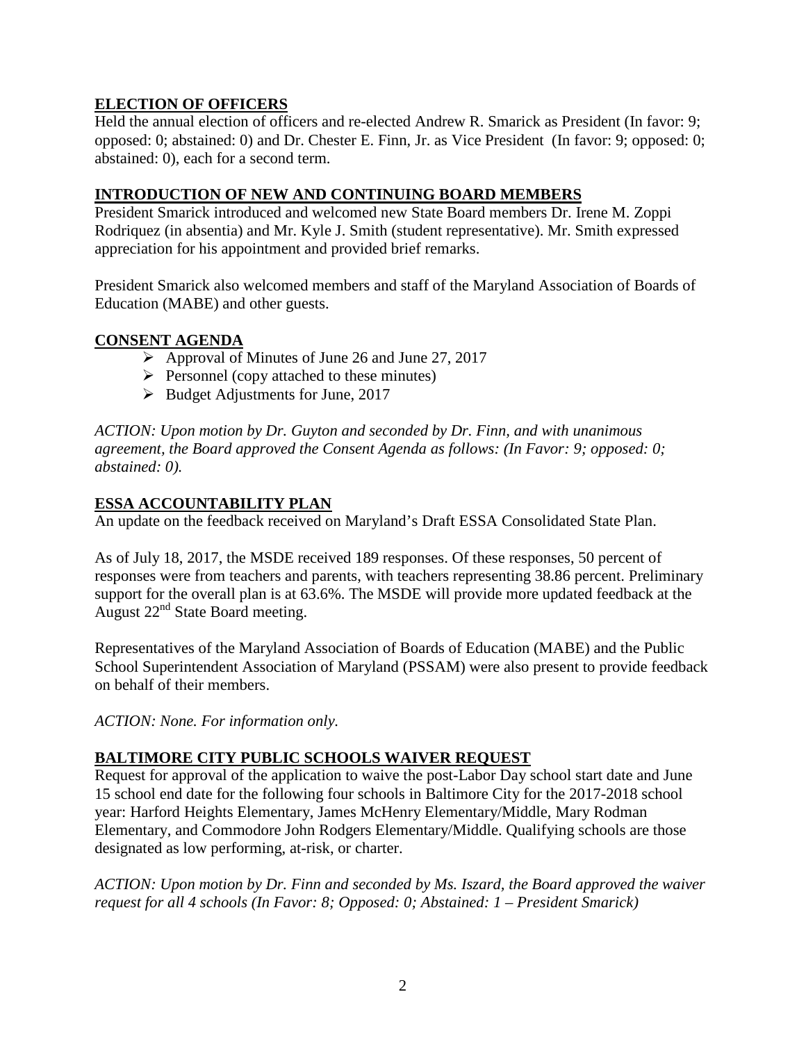## ELECTION OF OFFICERS

Held the annual election of officers and re-elected Andrew R. Smarick as President (In favor: 9; opposed: 0; abstained: 0) and Dr. Chester E. Finn, Jr. as Vice President (In favor: 9; opposed: 0; abstained: 0), each for a second term.

## INTRODUCTION OF NEW AND CONTINUING BOARD MEMBERS

President Smarick introduced and welcomed new State Board members Dr. Irene M. Zoppi Rodriquez (in absentia) and Mr. Kyle J. Smith (student representative). Mr. Smith expressed appreciation for his appointment and provided brief remarks.

President Smarick also welcomed members and staff of the Maryland Association of Boards of Education (MABE) and other guests.

## CONSENT AGENDA

- Approval of Minutes of June 26 and June 27, 2017
- Personnel (copy attached to these minutes)
- Budget Adjustments for June, 2017

*ACTION: Upon motion by Dr. Guyton and seconded by Dr. Finn, and with unanimous agreement, the Board approved the Consent Agenda as follows: (In Favor: 9; opposed: 0; abstained: 0).*

## ESSA ACCOUNTABILITY PLAN

An update on the feedback received on Maryland's Draft ESSA Consolidated State Plan.

As of July 18, 2017, the MSDE received 189 responses. Of these responses, 50 percent of responses were from teachers and parents, with teachers representing 38.86 percent. Preliminary support for the overall plan is at 63.6%. The MSDE will provide more updated feedback at the August 22nd State Board meeting.

Representatives of the Maryland Association of Boards of Education (MABE) and the Public School Superintendent Association of Maryland (PSSAM) were also present to provide feedback on behalf of their members.

*ACTION: None. For information only.*

## BALTIMORE CITY PUBLIC SCHOOLS WAIVER REQUEST

Request for approval of the application to waive the post-Labor Day school start date and June 15 school end date for the following four schools in Baltimore City for the 2017-2018 school year: Harford Heights Elementary, James McHenry Elementary/Middle, Mary Rodman Elementary, and Commodore John Rodgers Elementary/Middle. Qualifying schools are those designated as low performing, at-risk, or charter.

*ACTION: Upon motion by Dr. Finn and seconded by Ms. Iszard, the Board approved the waiver request for all 4 schools (In Favor: 8; Opposed: 0; Abstained: 1 – President Smarick)*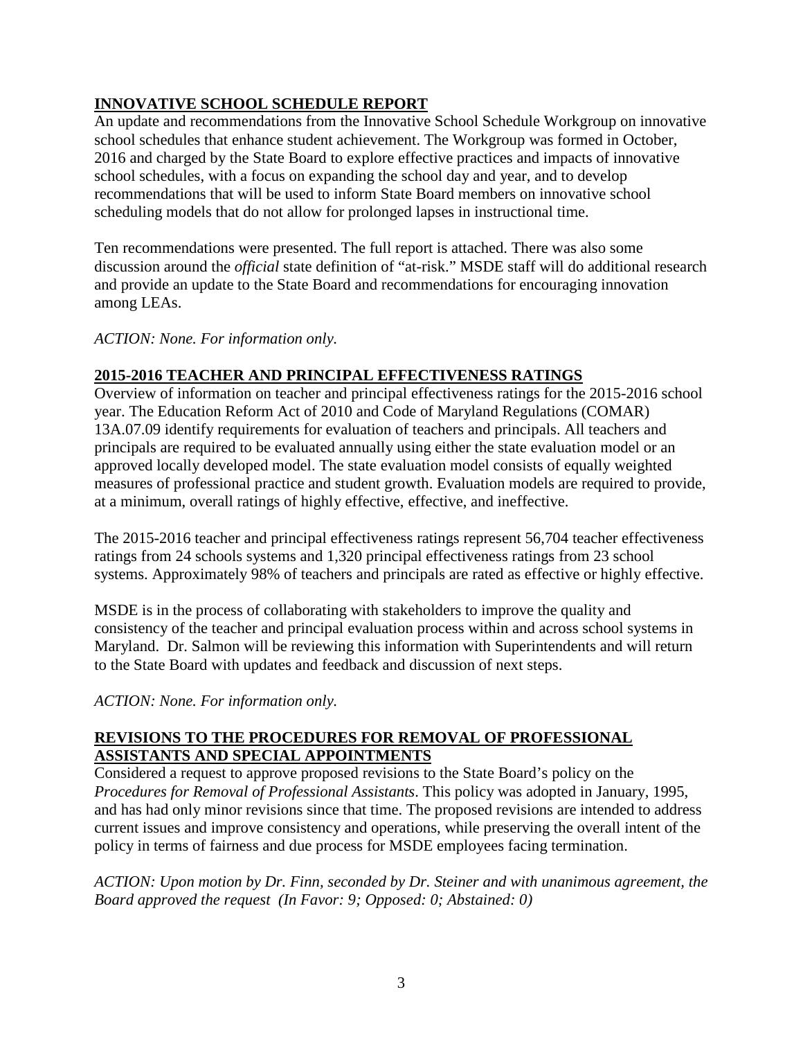## INNOVATIVE SCHOOL SCHEDULE REPORT

An update and recommendations from the Innovative School Schedule Workgroup on innovative school schedules that enhance student achievement. The Workgroup was formed in October, 2016 and charged by the State Board to explore effective practices and impacts of innovative school schedules, with a focus on expanding the school day and year, and to develop recommendations that will be used to inform State Board members on innovative school scheduling models that do not allow for prolonged lapses in instructional time.

Ten recommendations were presented. The full report is attached. There was also some discussion around the *official* state definition of "at-risk." MSDE staff will do additional research and provide an update to the State Board and recommendations for encouraging innovation among LEAs.

*ACTION: None. For information only.*

## 2015-2016 TEACHER AND PRINCIPAL EFFECTIVENESS RATINGS

Overview of information on teacher and principal effectiveness ratings for the 2015-2016 school year. The Education Reform Act of 2010 and Code of Maryland Regulations (COMAR) 13A.07.09 identify requirements for evaluation of teachers and principals. All teachers and principals are required to be evaluated annually using either the state evaluation model or an approved locally developed model. The state evaluation model consists of equally weighted measures of professional practice and student growth. Evaluation models are required to provide, at a minimum, overall ratings of highly effective, effective, and ineffective.

The 2015-2016 teacher and principal effectiveness ratings represent 56,704 teacher effectiveness ratings from 24 schools systems and 1,320 principal effectiveness ratings from 23 school systems. Approximately 98% of teachers and principals are rated as effective or highly effective.

MSDE is in the process of collaborating with stakeholders to improve the quality and consistency of the teacher and principal evaluation process within and across school systems in Maryland. Dr. Salmon will be reviewing this information with Superintendents and will return to the State Board with updates and feedback and discussion of next steps.

*ACTION: None. For information only.*

## REVISIONS TO THE PROCEDURES FOR REMOVAL OF PROFESSIONAL ASSISTANTS AND SPECIAL APPOINTMENTS

Considered a request to approve proposed revisions to the State Board's policy on the *Procedures for Removal of Professional Assistants*. This policy was adopted in January, 1995, and has had only minor revisions since that time. The proposed revisions are intended to address current issues and improve consistency and operations, while preserving the overall intent of the policy in terms of fairness and due process for MSDE employees facing termination.

*ACTION: Upon motion by Dr. Finn, seconded by Dr. Steiner and with unanimous agreement, the Board approved the request (In Favor: 9; Opposed: 0; Abstained: 0)*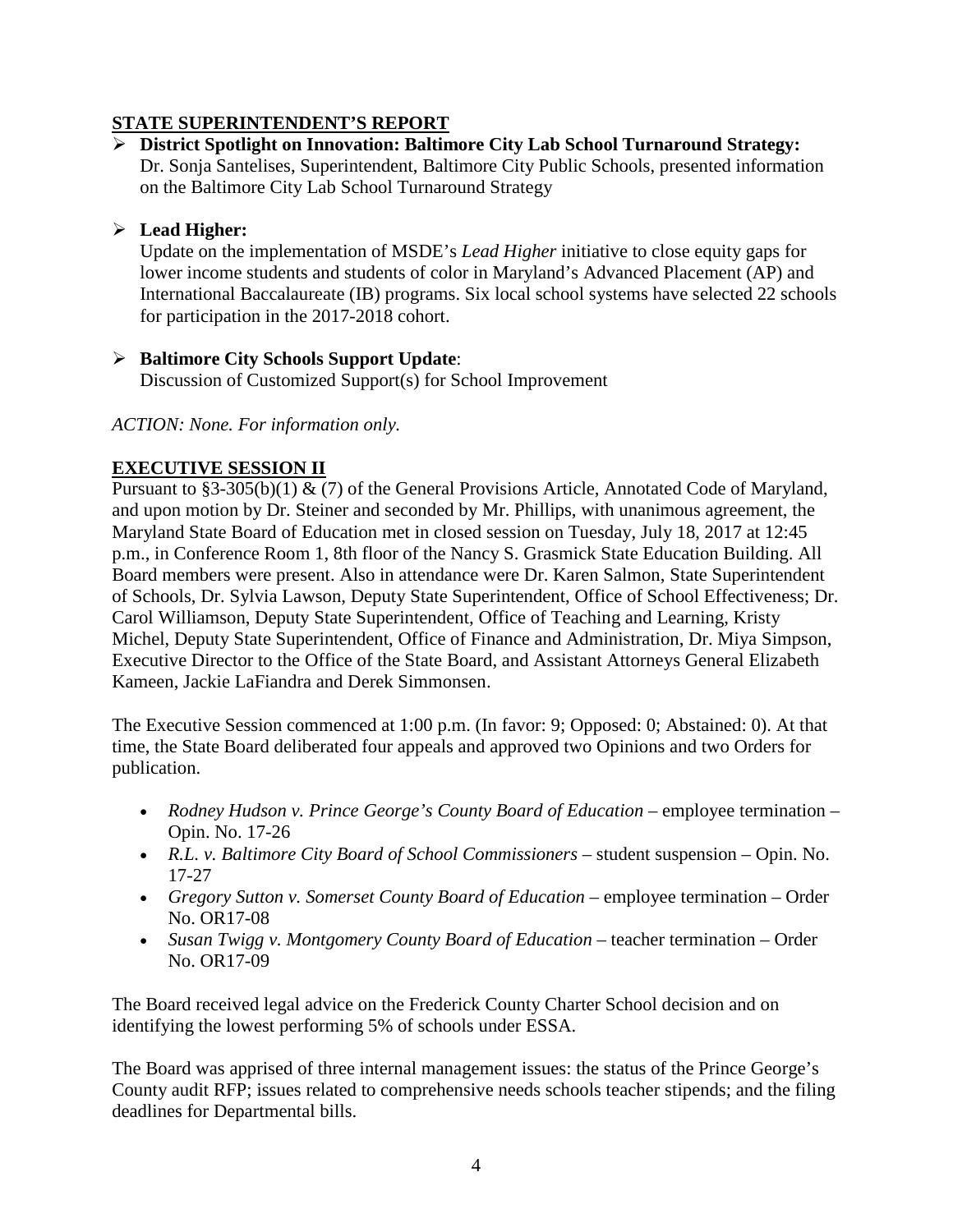## STATE SUPERINTENDENT'S REPORT

- **District Spotlight on Innovation: Baltimore City Lab School Turnaround Strategy:** Dr. Sonja Santelises, Superintendent, Baltimore City Public Schools, presented information on the Baltimore City Lab School Turnaround Strategy

- **Lead Higher:**
  Update on the implementation of MSDE's *Lead Higher* initiative to close equity gaps for lower income students and students of color in Maryland's Advanced Placement (AP) and International Baccalaureate (IB) programs. Six local school systems have selected 22 schools for participation in the 2017-2018 cohort.

- **Baltimore City Schools Support Update**:
  Discussion of Customized Support(s) for School Improvement

*ACTION: None. For information only.*

## EXECUTIVE SESSION II

Pursuant to §3-305(b)(1) & (7) of the General Provisions Article, Annotated Code of Maryland, and upon motion by Dr. Steiner and seconded by Mr. Phillips, with unanimous agreement, the Maryland State Board of Education met in closed session on Tuesday, July 18, 2017 at 12:45 p.m., in Conference Room 1, 8th floor of the Nancy S. Grasmick State Education Building. All Board members were present. Also in attendance were Dr. Karen Salmon, State Superintendent of Schools, Dr. Sylvia Lawson, Deputy State Superintendent, Office of School Effectiveness; Dr. Carol Williamson, Deputy State Superintendent, Office of Teaching and Learning, Kristy Michel, Deputy State Superintendent, Office of Finance and Administration, Dr. Miya Simpson, Executive Director to the Office of the State Board, and Assistant Attorneys General Elizabeth Kameen, Jackie LaFiandra and Derek Simmonsen.

The Executive Session commenced at 1:00 p.m. (In favor: 9; Opposed: 0; Abstained: 0). At that time, the State Board deliberated four appeals and approved two Opinions and two Orders for publication.

- *Rodney Hudson v. Prince George's County Board of Education* – employee termination – Opin. No. 17-26
- *R.L. v. Baltimore City Board of School Commissioners* – student suspension – Opin. No. 17-27
- *Gregory Sutton v. Somerset County Board of Education* – employee termination – Order No. OR17-08
- *Susan Twigg v. Montgomery County Board of Education* – teacher termination – Order No. OR17-09

The Board received legal advice on the Frederick County Charter School decision and on identifying the lowest performing 5% of schools under ESSA.

The Board was apprised of three internal management issues: the status of the Prince George's County audit RFP; issues related to comprehensive needs schools teacher stipends; and the filing deadlines for Departmental bills.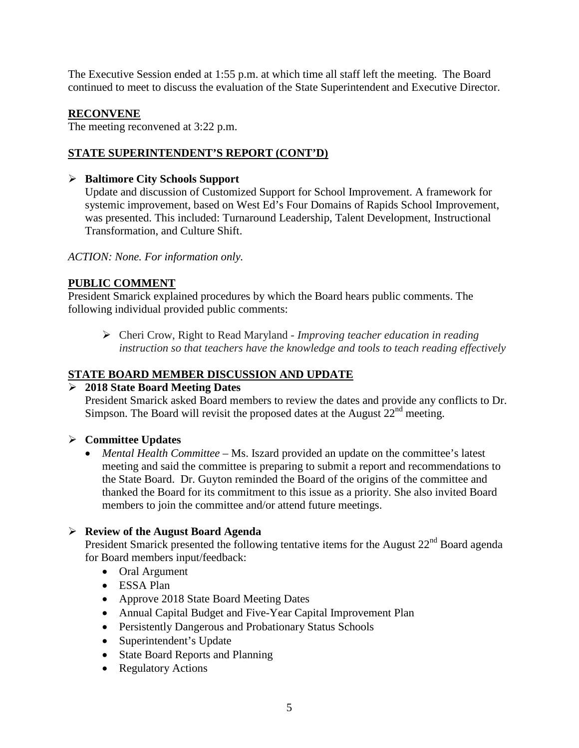The Executive Session ended at 1:55 p.m. at which time all staff left the meeting. The Board continued to meet to discuss the evaluation of the State Superintendent and Executive Director.

## RECONVENE

The meeting reconvened at 3:22 p.m.

## STATE SUPERINTENDENT'S REPORT (CONT'D)

- **Baltimore City Schools Support**
  Update and discussion of Customized Support for School Improvement. A framework for systemic improvement, based on West Ed's Four Domains of Rapids School Improvement, was presented. This included: Turnaround Leadership, Talent Development, Instructional Transformation, and Culture Shift.

*ACTION: None. For information only.*

## PUBLIC COMMENT

President Smarick explained procedures by which the Board hears public comments. The following individual provided public comments:

- Cheri Crow, Right to Read Maryland - *Improving teacher education in reading instruction so that teachers have the knowledge and tools to teach reading effectively*

## STATE BOARD MEMBER DISCUSSION AND UPDATE

- **2018 State Board Meeting Dates**
  President Smarick asked Board members to review the dates and provide any conflicts to Dr. Simpson. The Board will revisit the proposed dates at the August 22nd meeting.

- **Committee Updates**
  - *Mental Health Committee* – Ms. Iszard provided an update on the committee's latest meeting and said the committee is preparing to submit a report and recommendations to the State Board. Dr. Guyton reminded the Board of the origins of the committee and thanked the Board for its commitment to this issue as a priority. She also invited Board members to join the committee and/or attend future meetings.

- **Review of the August Board Agenda**
  President Smarick presented the following tentative items for the August 22nd Board agenda for Board members input/feedback:
  - Oral Argument
  - ESSA Plan
  - Approve 2018 State Board Meeting Dates
  - Annual Capital Budget and Five-Year Capital Improvement Plan
  - Persistently Dangerous and Probationary Status Schools
  - Superintendent's Update
  - State Board Reports and Planning
  - Regulatory Actions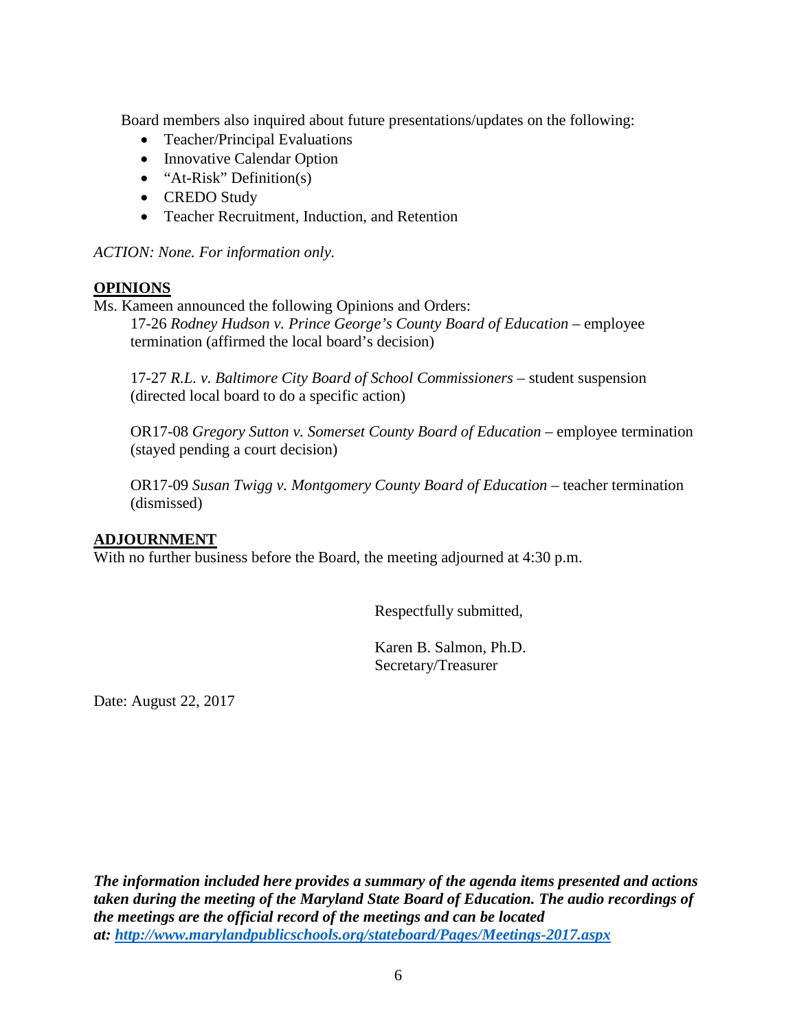Board members also inquired about future presentations/updates on the following:

- Teacher/Principal Evaluations
- Innovative Calendar Option
- "At-Risk" Definition(s)
- CREDO Study
- Teacher Recruitment, Induction, and Retention

*ACTION: None. For information only.*

**OPINIONS**

Ms. Kameen announced the following Opinions and Orders:

17-26 *Rodney Hudson v. Prince George's County Board of Education* – employee termination (affirmed the local board's decision)

17-27 *R.L. v. Baltimore City Board of School Commissioners* – student suspension (directed local board to do a specific action)

OR17-08 *Gregory Sutton v. Somerset County Board of Education* – employee termination (stayed pending a court decision)

OR17-09 *Susan Twigg v. Montgomery County Board of Education* – teacher termination (dismissed)

**ADJOURNMENT**

With no further business before the Board, the meeting adjourned at 4:30 p.m.

Respectfully submitted,

Karen B. Salmon, Ph.D.
Secretary/Treasurer

Date: August 22, 2017

***The information included here provides a summary of the agenda items presented and actions taken during the meeting of the Maryland State Board of Education. The audio recordings of the meetings are the official record of the meetings and can be located at: http://www.marylandpublicschools.org/stateboard/Pages/Meetings-2017.aspx***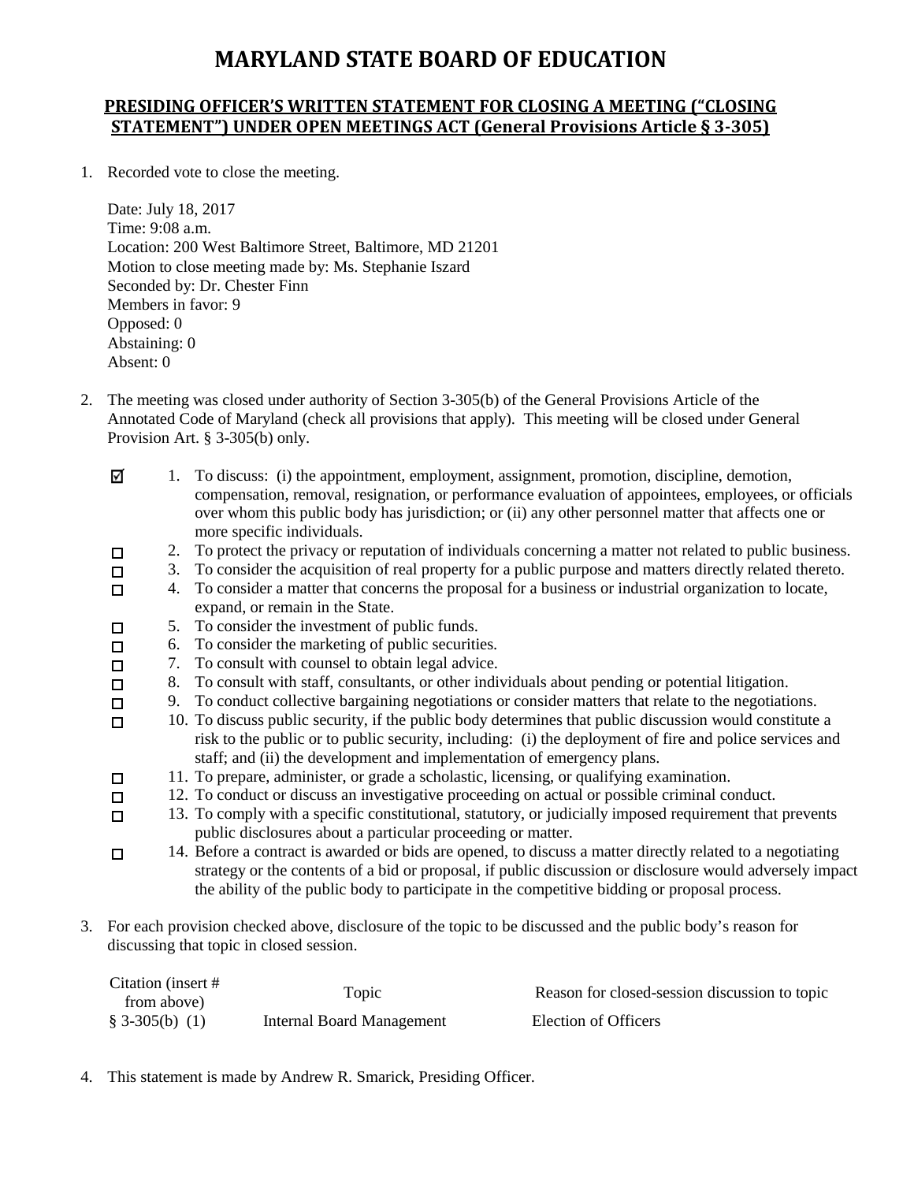# MARYLAND STATE BOARD OF EDUCATION

## PRESIDING OFFICER'S WRITTEN STATEMENT FOR CLOSING A MEETING ("CLOSING STATEMENT") UNDER OPEN MEETINGS ACT (General Provisions Article § 3-305)

1. Recorded vote to close the meeting.

   Date: July 18, 2017
   Time: 9:08 a.m.
   Location: 200 West Baltimore Street, Baltimore, MD 21201
   Motion to close meeting made by: Ms. Stephanie Iszard
   Seconded by: Dr. Chester Finn
   Members in favor: 9
   Opposed: 0
   Abstaining: 0
   Absent: 0

2. The meeting was closed under authority of Section 3-305(b) of the General Provisions Article of the Annotated Code of Maryland (check all provisions that apply). This meeting will be closed under General Provision Art. § 3-305(b) only.

   - ☑ 1. To discuss: (i) the appointment, employment, assignment, promotion, discipline, demotion, compensation, removal, resignation, or performance evaluation of appointees, employees, or officials over whom this public body has jurisdiction; or (ii) any other personnel matter that affects one or more specific individuals.
   - ☐ 2. To protect the privacy or reputation of individuals concerning a matter not related to public business.
   - ☐ 3. To consider the acquisition of real property for a public purpose and matters directly related thereto.
   - ☐ 4. To consider a matter that concerns the proposal for a business or industrial organization to locate, expand, or remain in the State.
   - ☐ 5. To consider the investment of public funds.
   - ☐ 6. To consider the marketing of public securities.
   - ☐ 7. To consult with counsel to obtain legal advice.
   - ☐ 8. To consult with staff, consultants, or other individuals about pending or potential litigation.
   - ☐ 9. To conduct collective bargaining negotiations or consider matters that relate to the negotiations.
   - ☐ 10. To discuss public security, if the public body determines that public discussion would constitute a risk to the public or to public security, including: (i) the deployment of fire and police services and staff; and (ii) the development and implementation of emergency plans.
   - ☐ 11. To prepare, administer, or grade a scholastic, licensing, or qualifying examination.
   - ☐ 12. To conduct or discuss an investigative proceeding on actual or possible criminal conduct.
   - ☐ 13. To comply with a specific constitutional, statutory, or judicially imposed requirement that prevents public disclosures about a particular proceeding or matter.
   - ☐ 14. Before a contract is awarded or bids are opened, to discuss a matter directly related to a negotiating strategy or the contents of a bid or proposal, if public discussion or disclosure would adversely impact the ability of the public body to participate in the competitive bidding or proposal process.

3. For each provision checked above, disclosure of the topic to be discussed and the public body's reason for discussing that topic in closed session.

| Citation (insert # from above) | Topic | Reason for closed-session discussion to topic |
| --- | --- | --- |
| § 3-305(b) (1) | Internal Board Management | Election of Officers |

4. This statement is made by Andrew R. Smarick, Presiding Officer.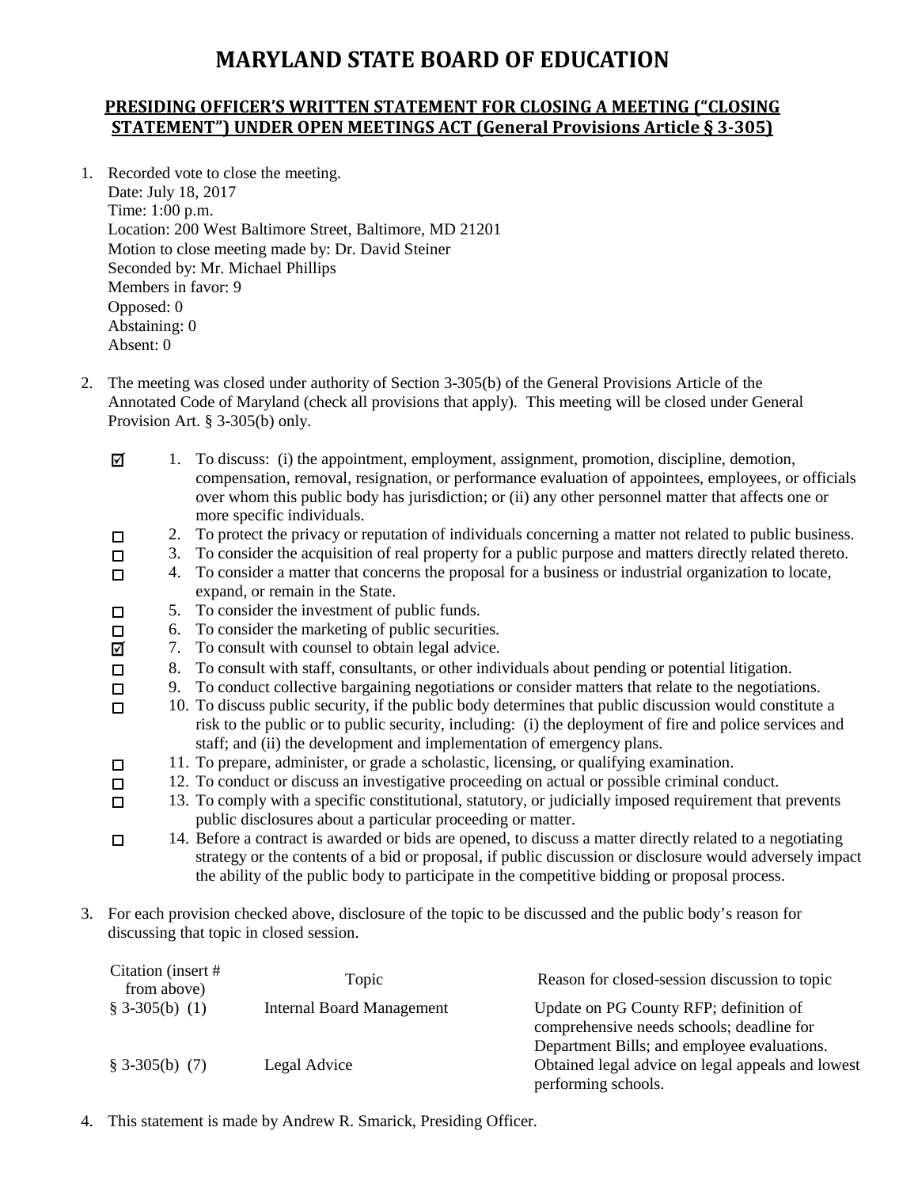# MARYLAND STATE BOARD OF EDUCATION

## PRESIDING OFFICER'S WRITTEN STATEMENT FOR CLOSING A MEETING ("CLOSING STATEMENT") UNDER OPEN MEETINGS ACT (General Provisions Article § 3-305)

1. Recorded vote to close the meeting.
   Date: July 18, 2017
   Time: 1:00 p.m.
   Location: 200 West Baltimore Street, Baltimore, MD 21201
   Motion to close meeting made by: Dr. David Steiner
   Seconded by: Mr. Michael Phillips
   Members in favor: 9
   Opposed: 0
   Abstaining: 0
   Absent: 0

2. The meeting was closed under authority of Section 3-305(b) of the General Provisions Article of the Annotated Code of Maryland (check all provisions that apply). This meeting will be closed under General Provision Art. § 3-305(b) only.

   - ☑ 1. To discuss: (i) the appointment, employment, assignment, promotion, discipline, demotion, compensation, removal, resignation, or performance evaluation of appointees, employees, or officials over whom this public body has jurisdiction; or (ii) any other personnel matter that affects one or more specific individuals.
   - ☐ 2. To protect the privacy or reputation of individuals concerning a matter not related to public business.
   - ☐ 3. To consider the acquisition of real property for a public purpose and matters directly related thereto.
   - ☐ 4. To consider a matter that concerns the proposal for a business or industrial organization to locate, expand, or remain in the State.
   - ☐ 5. To consider the investment of public funds.
   - ☐ 6. To consider the marketing of public securities.
   - ☑ 7. To consult with counsel to obtain legal advice.
   - ☐ 8. To consult with staff, consultants, or other individuals about pending or potential litigation.
   - ☐ 9. To conduct collective bargaining negotiations or consider matters that relate to the negotiations.
   - ☐ 10. To discuss public security, if the public body determines that public discussion would constitute a risk to the public or to public security, including: (i) the deployment of fire and police services and staff; and (ii) the development and implementation of emergency plans.
   - ☐ 11. To prepare, administer, or grade a scholastic, licensing, or qualifying examination.
   - ☐ 12. To conduct or discuss an investigative proceeding on actual or possible criminal conduct.
   - ☐ 13. To comply with a specific constitutional, statutory, or judicially imposed requirement that prevents public disclosures about a particular proceeding or matter.
   - ☐ 14. Before a contract is awarded or bids are opened, to discuss a matter directly related to a negotiating strategy or the contents of a bid or proposal, if public discussion or disclosure would adversely impact the ability of the public body to participate in the competitive bidding or proposal process.

3. For each provision checked above, disclosure of the topic to be discussed and the public body's reason for discussing that topic in closed session.

| Citation (insert # from above) | Topic | Reason for closed-session discussion to topic |
|---|---|---|
| § 3-305(b) (1) | Internal Board Management | Update on PG County RFP; definition of comprehensive needs schools; deadline for Department Bills; and employee evaluations. |
| § 3-305(b) (7) | Legal Advice | Obtained legal advice on legal appeals and lowest performing schools. |

4. This statement is made by Andrew R. Smarick, Presiding Officer.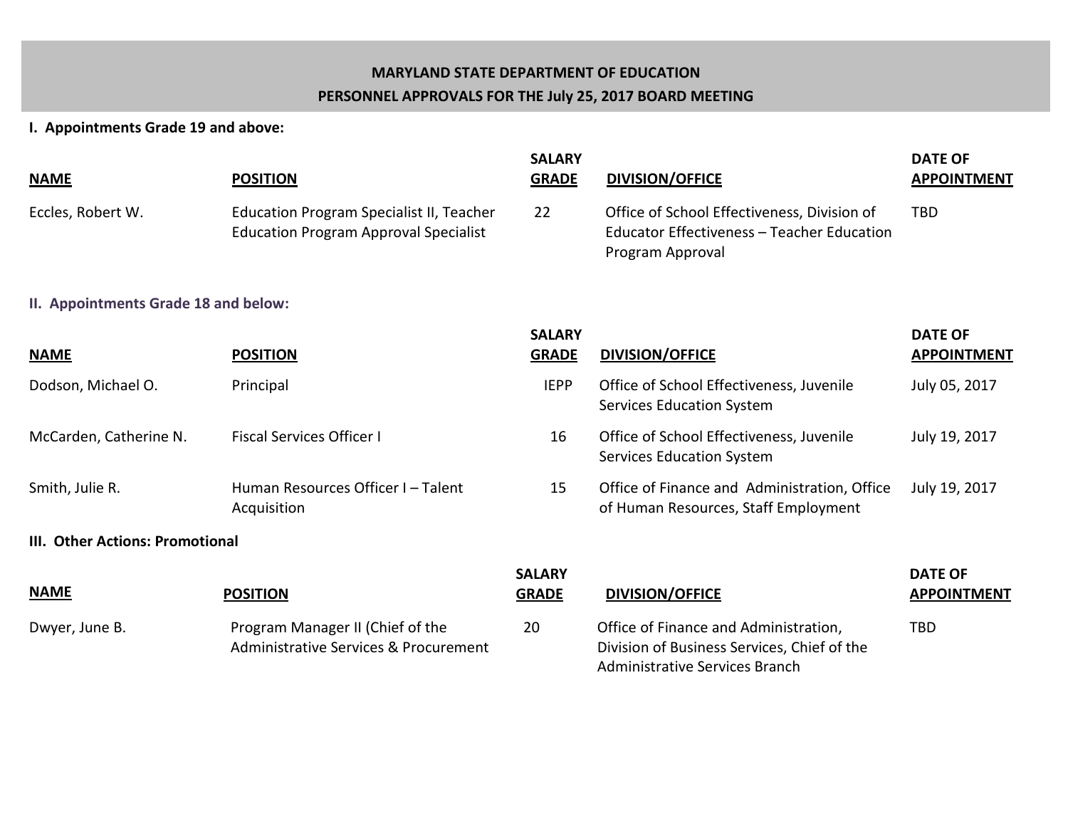# MARYLAND STATE DEPARTMENT OF EDUCATION
## PERSONNEL APPROVALS FOR THE July 25, 2017 BOARD MEETING

### I. Appointments Grade 19 and above:

| NAME | POSITION | SALARY GRADE | DIVISION/OFFICE | DATE OF APPOINTMENT |
|---|---|---|---|---|
| Eccles, Robert W. | Education Program Specialist II, Teacher Education Program Approval Specialist | 22 | Office of School Effectiveness, Division of Educator Effectiveness – Teacher Education Program Approval | TBD |

### II. Appointments Grade 18 and below:

| NAME | POSITION | SALARY GRADE | DIVISION/OFFICE | DATE OF APPOINTMENT |
|---|---|---|---|---|
| Dodson, Michael O. | Principal | IEPP | Office of School Effectiveness, Juvenile Services Education System | July 05, 2017 |
| McCarden, Catherine N. | Fiscal Services Officer I | 16 | Office of School Effectiveness, Juvenile Services Education System | July 19, 2017 |
| Smith, Julie R. | Human Resources Officer I – Talent Acquisition | 15 | Office of Finance and Administration, Office of Human Resources, Staff Employment | July 19, 2017 |

### III. Other Actions: Promotional

| NAME | POSITION | SALARY GRADE | DIVISION/OFFICE | DATE OF APPOINTMENT |
|---|---|---|---|---|
| Dwyer, June B. | Program Manager II (Chief of the Administrative Services & Procurement | 20 | Office of Finance and Administration, Division of Business Services, Chief of the Administrative Services Branch | TBD |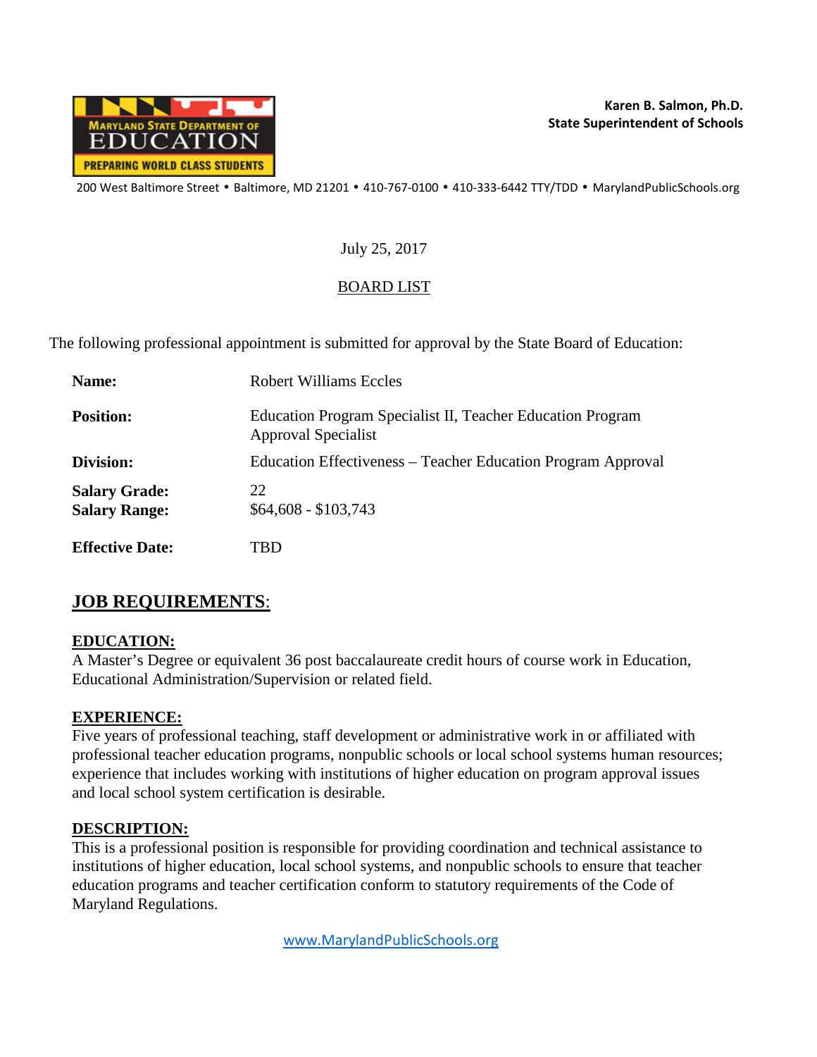**Karen B. Salmon, Ph.D.**
**State Superintendent of Schools**

200 West Baltimore Street • Baltimore, MD 21201 • 410-767-0100 • 410-333-6442 TTY/TDD • MarylandPublicSchools.org

July 25, 2017

BOARD LIST

The following professional appointment is submitted for approval by the State Board of Education:

**Name:** Robert Williams Eccles

**Position:** Education Program Specialist II, Teacher Education Program Approval Specialist

**Division:** Education Effectiveness – Teacher Education Program Approval

**Salary Grade:** 22
**Salary Range:** $64,608 - $103,743

**Effective Date:** TBD

## JOB REQUIREMENTS:

**EDUCATION:**
A Master's Degree or equivalent 36 post baccalaureate credit hours of course work in Education, Educational Administration/Supervision or related field.

**EXPERIENCE:**
Five years of professional teaching, staff development or administrative work in or affiliated with professional teacher education programs, nonpublic schools or local school systems human resources; experience that includes working with institutions of higher education on program approval issues and local school system certification is desirable.

**DESCRIPTION:**
This is a professional position is responsible for providing coordination and technical assistance to institutions of higher education, local school systems, and nonpublic schools to ensure that teacher education programs and teacher certification conform to statutory requirements of the Code of Maryland Regulations.

www.MarylandPublicSchools.org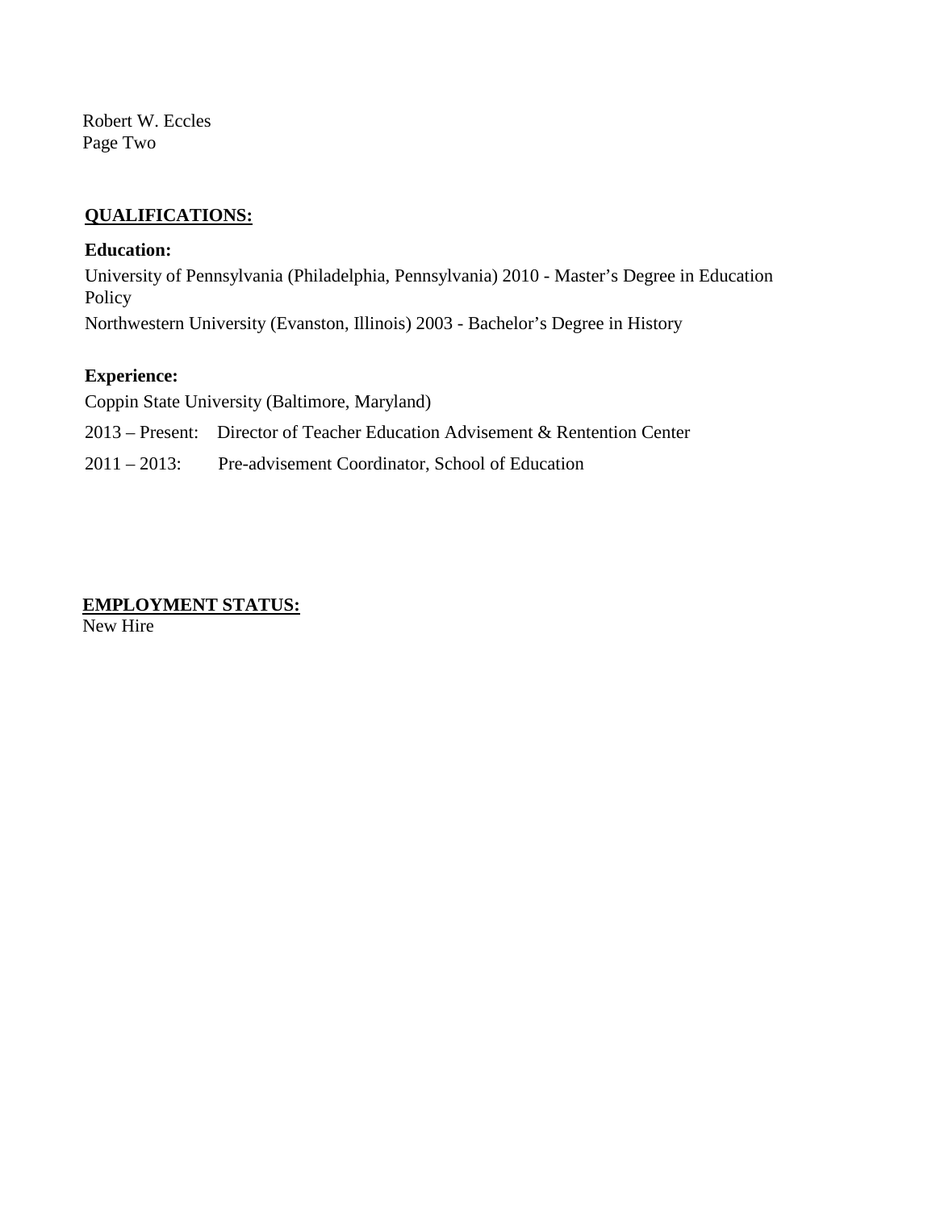Robert W. Eccles
Page Two

## QUALIFICATIONS:

**Education:**

University of Pennsylvania (Philadelphia, Pennsylvania) 2010 - Master's Degree in Education Policy

Northwestern University (Evanston, Illinois) 2003 - Bachelor's Degree in History

**Experience:**

Coppin State University (Baltimore, Maryland)

2013 – Present: Director of Teacher Education Advisement & Rentention Center

2011 – 2013: Pre-advisement Coordinator, School of Education

## EMPLOYMENT STATUS:

New Hire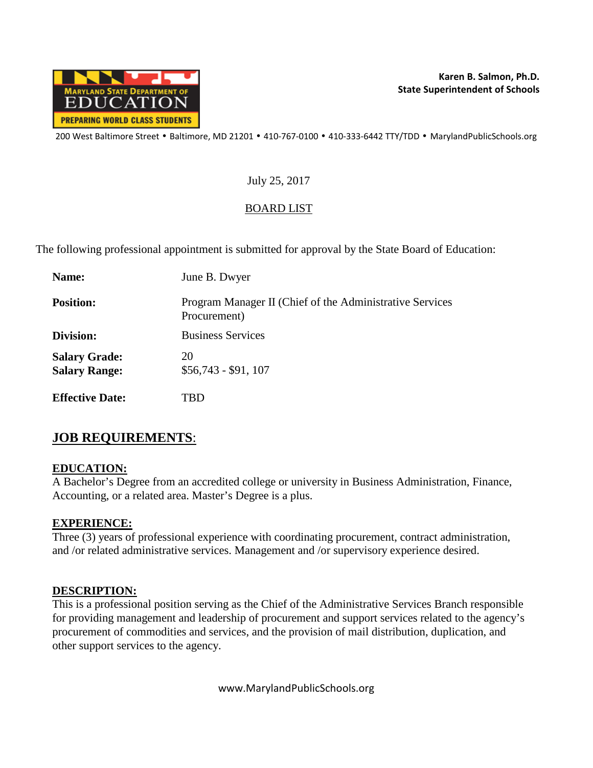**Karen B. Salmon, Ph.D.**
**State Superintendent of Schools**

MARYLAND STATE DEPARTMENT OF EDUCATION
PREPARING WORLD CLASS STUDENTS

200 West Baltimore Street • Baltimore, MD 21201 • 410-767-0100 • 410-333-6442 TTY/TDD • MarylandPublicSchools.org

July 25, 2017

BOARD LIST

The following professional appointment is submitted for approval by the State Board of Education:

**Name:** June B. Dwyer

**Position:** Program Manager II (Chief of the Administrative Services Procurement)

**Division:** Business Services

**Salary Grade:** 20
**Salary Range:** $56,743 - $91, 107

**Effective Date:** TBD

## JOB REQUIREMENTS:

### EDUCATION:

A Bachelor's Degree from an accredited college or university in Business Administration, Finance, Accounting, or a related area. Master's Degree is a plus.

### EXPERIENCE:

Three (3) years of professional experience with coordinating procurement, contract administration, and /or related administrative services. Management and /or supervisory experience desired.

### DESCRIPTION:

This is a professional position serving as the Chief of the Administrative Services Branch responsible for providing management and leadership of procurement and support services related to the agency's procurement of commodities and services, and the provision of mail distribution, duplication, and other support services to the agency.

www.MarylandPublicSchools.org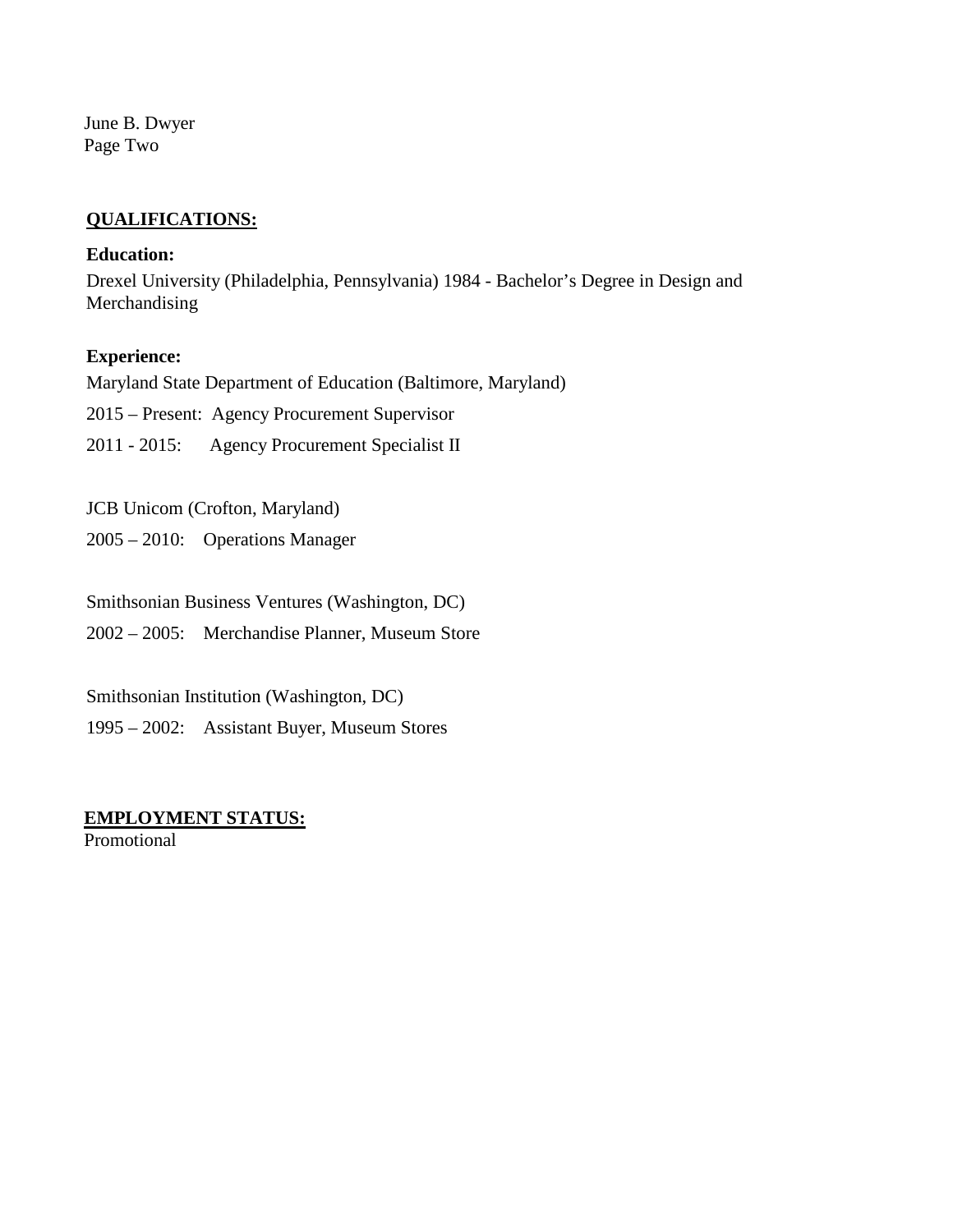June B. Dwyer
Page Two

## QUALIFICATIONS:

**Education:**

Drexel University (Philadelphia, Pennsylvania) 1984 - Bachelor's Degree in Design and Merchandising

**Experience:**

Maryland State Department of Education (Baltimore, Maryland)

2015 – Present: Agency Procurement Supervisor

2011 - 2015: Agency Procurement Specialist II

JCB Unicom (Crofton, Maryland)

2005 – 2010: Operations Manager

Smithsonian Business Ventures (Washington, DC)

2002 – 2005: Merchandise Planner, Museum Store

Smithsonian Institution (Washington, DC)

1995 – 2002: Assistant Buyer, Museum Stores

## EMPLOYMENT STATUS:

Promotional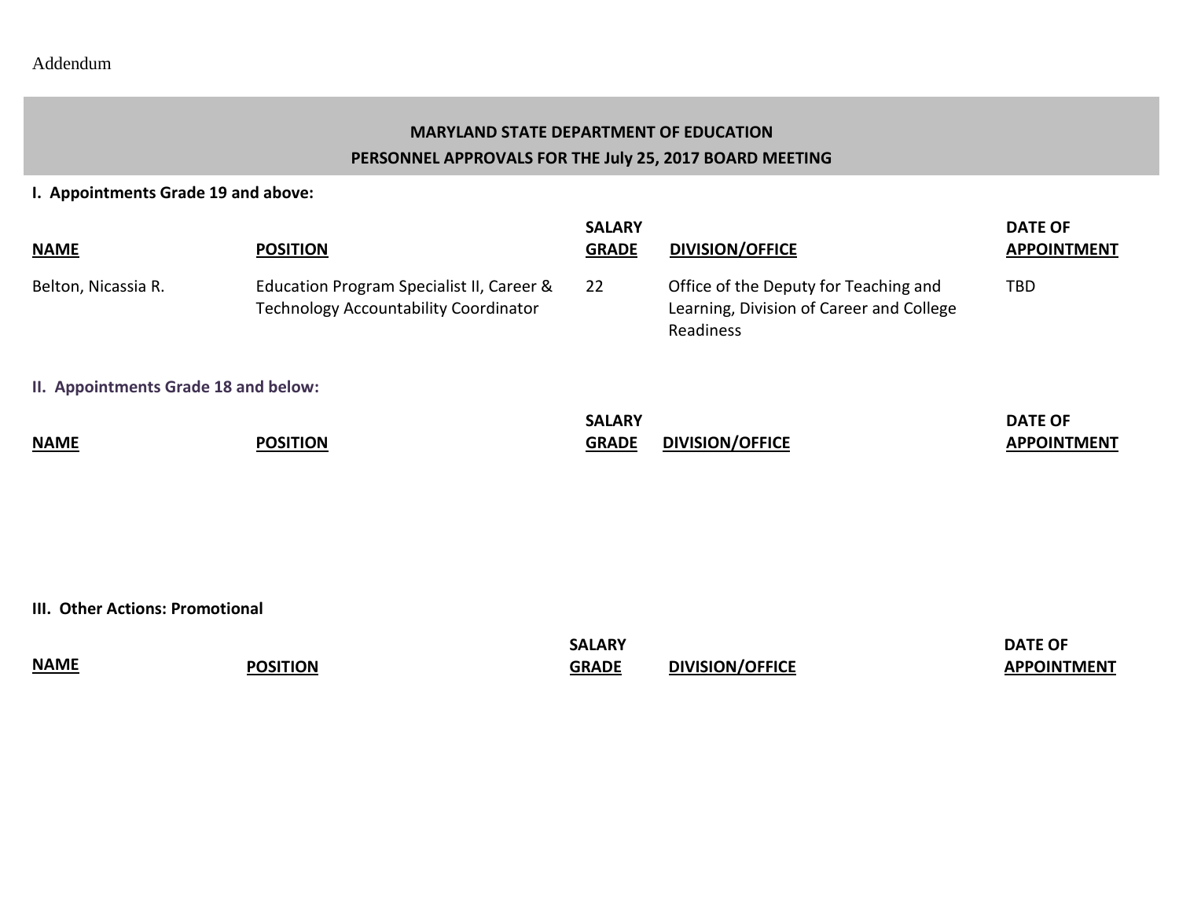Addendum

**MARYLAND STATE DEPARTMENT OF EDUCATION**
**PERSONNEL APPROVALS FOR THE July 25, 2017 BOARD MEETING**

**I. Appointments Grade 19 and above:**

| NAME | POSITION | SALARY GRADE | DIVISION/OFFICE | DATE OF APPOINTMENT |
|---|---|---|---|---|
| Belton, Nicassia R. | Education Program Specialist II, Career & Technology Accountability Coordinator | 22 | Office of the Deputy for Teaching and Learning, Division of Career and College Readiness | TBD |

**II. Appointments Grade 18 and below:**

| NAME | POSITION | SALARY GRADE | DIVISION/OFFICE | DATE OF APPOINTMENT |
|---|---|---|---|---|

**III. Other Actions: Promotional**

| NAME | POSITION | SALARY GRADE | DIVISION/OFFICE | DATE OF APPOINTMENT |
|---|---|---|---|---|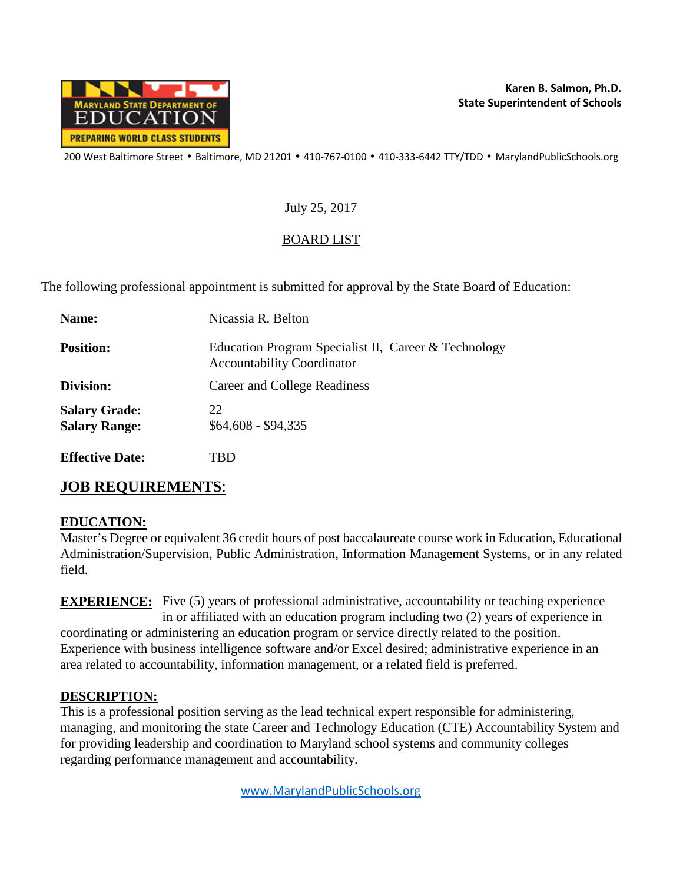Karen B. Salmon, Ph.D.
**State Superintendent of Schools**

200 West Baltimore Street • Baltimore, MD 21201 • 410-767-0100 • 410-333-6442 TTY/TDD • MarylandPublicSchools.org

July 25, 2017

BOARD LIST

The following professional appointment is submitted for approval by the State Board of Education:

**Name:** Nicassia R. Belton

**Position:** Education Program Specialist II, Career & Technology Accountability Coordinator

**Division:** Career and College Readiness

**Salary Grade:** 22
**Salary Range:** $64,608 - $94,335

**Effective Date:** TBD

## JOB REQUIREMENTS:

### EDUCATION:

Master's Degree or equivalent 36 credit hours of post baccalaureate course work in Education, Educational Administration/Supervision, Public Administration, Information Management Systems, or in any related field.

**EXPERIENCE:** Five (5) years of professional administrative, accountability or teaching experience in or affiliated with an education program including two (2) years of experience in coordinating or administering an education program or service directly related to the position. Experience with business intelligence software and/or Excel desired; administrative experience in an area related to accountability, information management, or a related field is preferred.

### DESCRIPTION:

This is a professional position serving as the lead technical expert responsible for administering, managing, and monitoring the state Career and Technology Education (CTE) Accountability System and for providing leadership and coordination to Maryland school systems and community colleges regarding performance management and accountability.

www.MarylandPublicSchools.org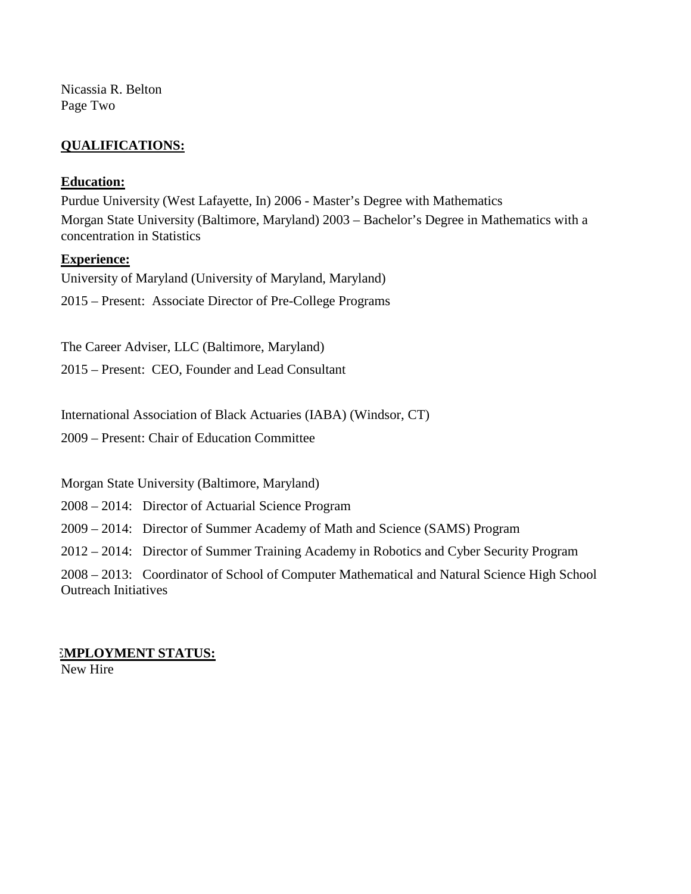Nicassia R. Belton
Page Two

**QUALIFICATIONS:**

**Education:**

Purdue University (West Lafayette, In) 2006 - Master's Degree with Mathematics

Morgan State University (Baltimore, Maryland) 2003 – Bachelor's Degree in Mathematics with a concentration in Statistics

**Experience:**

University of Maryland (University of Maryland, Maryland)

2015 – Present: Associate Director of Pre-College Programs

The Career Adviser, LLC (Baltimore, Maryland)

2015 – Present: CEO, Founder and Lead Consultant

International Association of Black Actuaries (IABA) (Windsor, CT)

2009 – Present: Chair of Education Committee

Morgan State University (Baltimore, Maryland)

2008 – 2014: Director of Actuarial Science Program

2009 – 2014: Director of Summer Academy of Math and Science (SAMS) Program

2012 – 2014: Director of Summer Training Academy in Robotics and Cyber Security Program

2008 – 2013: Coordinator of School of Computer Mathematical and Natural Science High School Outreach Initiatives

**EMPLOYMENT STATUS:**

New Hire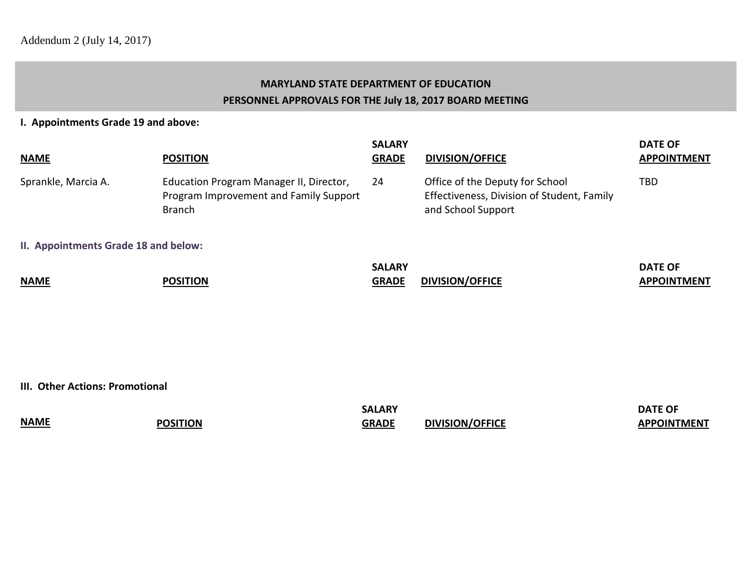Addendum 2 (July 14, 2017)

## MARYLAND STATE DEPARTMENT OF EDUCATION
## PERSONNEL APPROVALS FOR THE July 18, 2017 BOARD MEETING

**I. Appointments Grade 19 and above:**

| NAME | POSITION | SALARY GRADE | DIVISION/OFFICE | DATE OF APPOINTMENT |
|---|---|---|---|---|
| Sprankle, Marcia A. | Education Program Manager II, Director, Program Improvement and Family Support Branch | 24 | Office of the Deputy for School Effectiveness, Division of Student, Family and School Support | TBD |

**II. Appointments Grade 18 and below:**

| NAME | POSITION | SALARY GRADE | DIVISION/OFFICE | DATE OF APPOINTMENT |
|---|---|---|---|---|

**III. Other Actions: Promotional**

| NAME | POSITION | SALARY GRADE | DIVISION/OFFICE | DATE OF APPOINTMENT |
|---|---|---|---|---|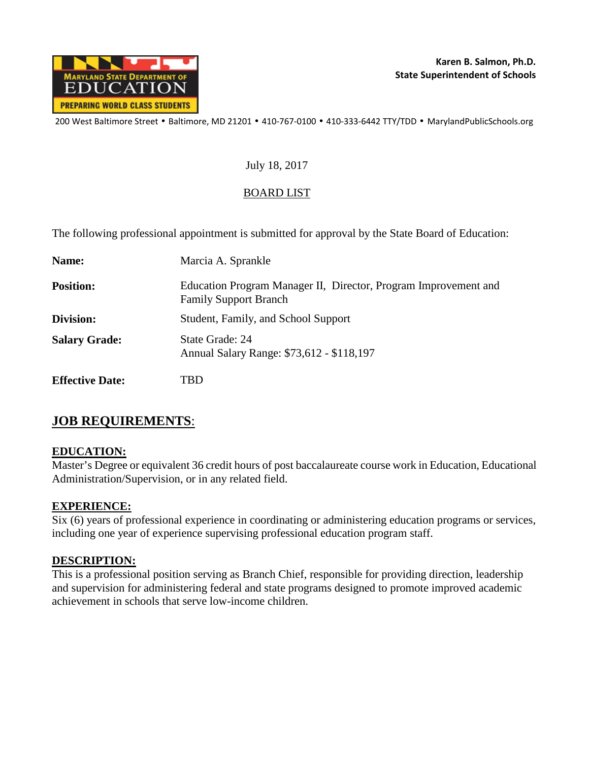MARYLAND STATE DEPARTMENT OF EDUCATION
PREPARING WORLD CLASS STUDENTS

**Karen B. Salmon, Ph.D.**
**State Superintendent of Schools**

200 West Baltimore Street • Baltimore, MD 21201 • 410-767-0100 • 410-333-6442 TTY/TDD • MarylandPublicSchools.org

July 18, 2017

BOARD LIST

The following professional appointment is submitted for approval by the State Board of Education:

| | |
|---|---|
| **Name:** | Marcia A. Sprankle |
| **Position:** | Education Program Manager II, Director, Program Improvement and Family Support Branch |
| **Division:** | Student, Family, and School Support |
| **Salary Grade:** | State Grade: 24<br>Annual Salary Range: $73,612 - $118,197 |
| **Effective Date:** | TBD |

## JOB REQUIREMENTS:

**EDUCATION:**
Master's Degree or equivalent 36 credit hours of post baccalaureate course work in Education, Educational Administration/Supervision, or in any related field.

**EXPERIENCE:**
Six (6) years of professional experience in coordinating or administering education programs or services, including one year of experience supervising professional education program staff.

**DESCRIPTION:**
This is a professional position serving as Branch Chief, responsible for providing direction, leadership and supervision for administering federal and state programs designed to promote improved academic achievement in schools that serve low-income children.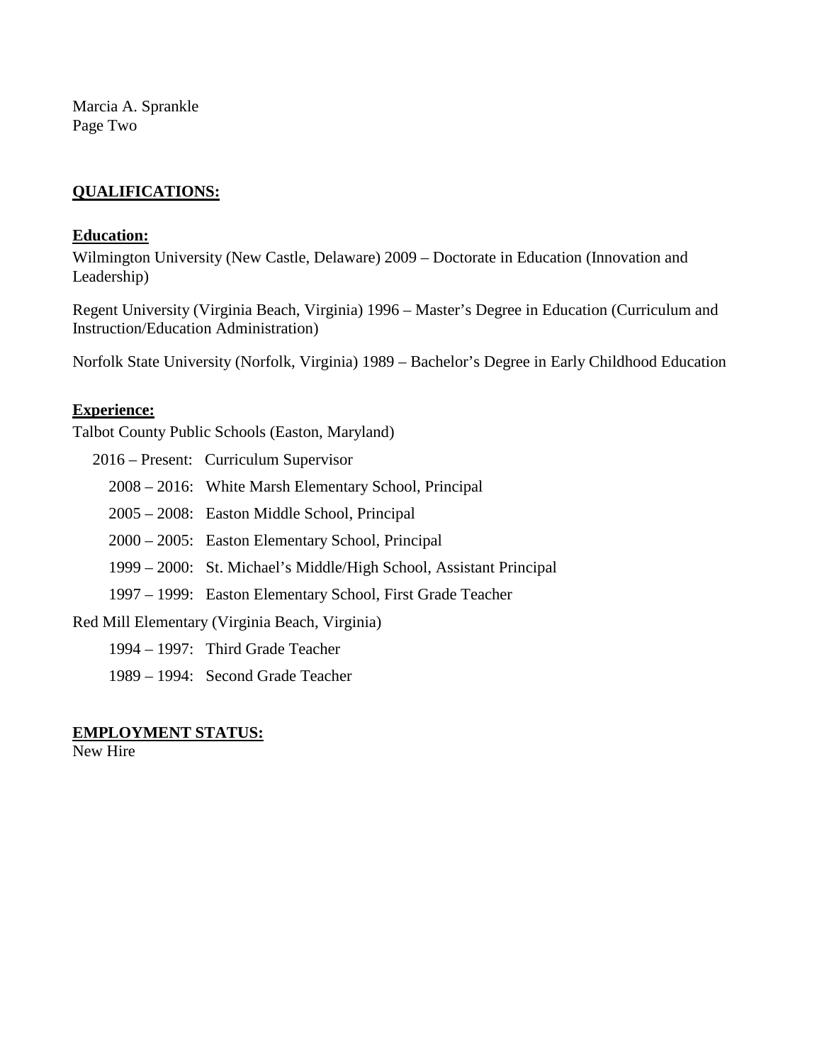Marcia A. Sprankle
Page Two

## QUALIFICATIONS:

### Education:

Wilmington University (New Castle, Delaware) 2009 – Doctorate in Education (Innovation and Leadership)

Regent University (Virginia Beach, Virginia) 1996 – Master's Degree in Education (Curriculum and Instruction/Education Administration)

Norfolk State University (Norfolk, Virginia) 1989 – Bachelor's Degree in Early Childhood Education

### Experience:

Talbot County Public Schools (Easton, Maryland)

- 2016 – Present: Curriculum Supervisor
- 2008 – 2016: White Marsh Elementary School, Principal
- 2005 – 2008: Easton Middle School, Principal
- 2000 – 2005: Easton Elementary School, Principal
- 1999 – 2000: St. Michael's Middle/High School, Assistant Principal
- 1997 – 1999: Easton Elementary School, First Grade Teacher

Red Mill Elementary (Virginia Beach, Virginia)

- 1994 – 1997: Third Grade Teacher
- 1989 – 1994: Second Grade Teacher

## EMPLOYMENT STATUS:

New Hire